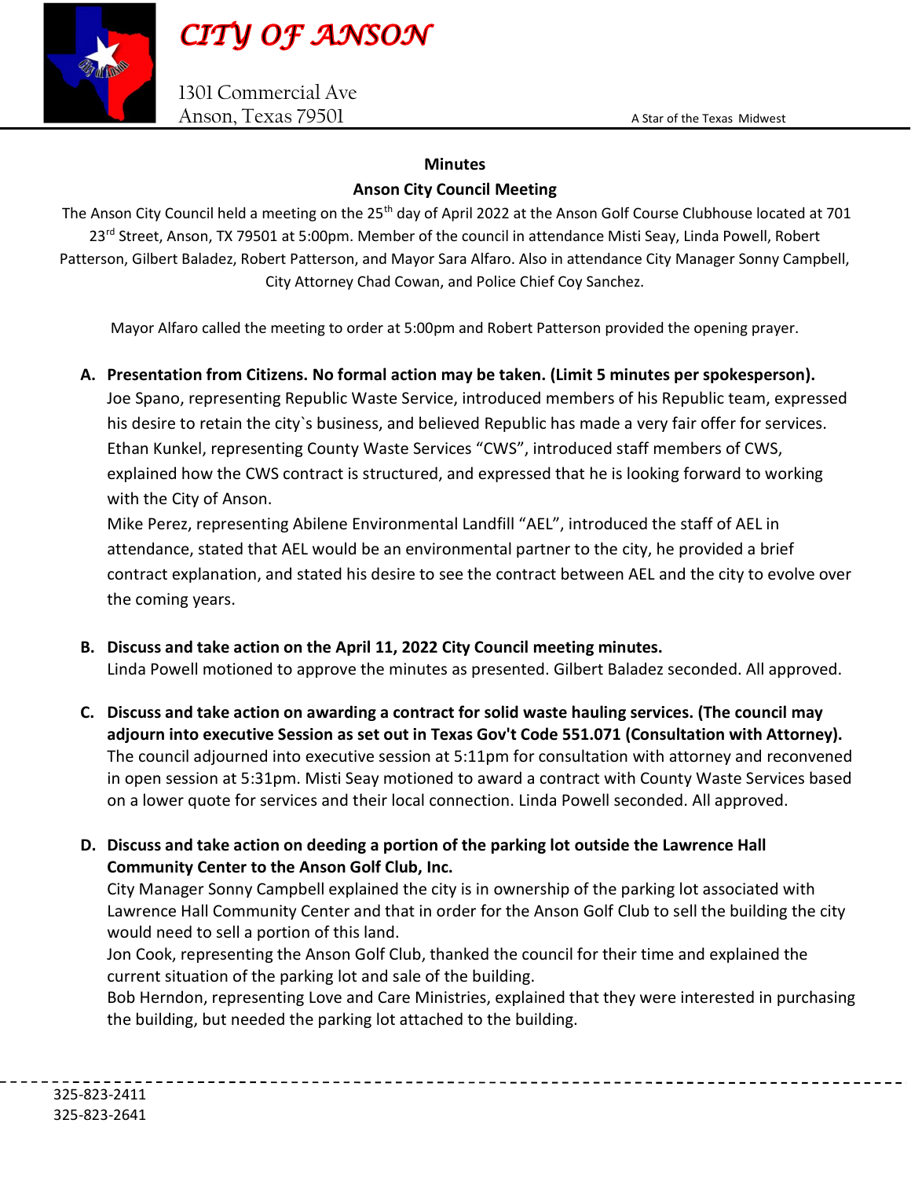# *CITY OF ANSON*

1301 Commercial Ave
Anson, Texas 79501

A Star of the Texas Midwest

**Minutes**

**Anson City Council Meeting**

The Anson City Council held a meeting on the 25th day of April 2022 at the Anson Golf Course Clubhouse located at 701 23rd Street, Anson, TX 79501 at 5:00pm. Member of the council in attendance Misti Seay, Linda Powell, Robert Patterson, Gilbert Baladez, Robert Patterson, and Mayor Sara Alfaro. Also in attendance City Manager Sonny Campbell, City Attorney Chad Cowan, and Police Chief Coy Sanchez.

Mayor Alfaro called the meeting to order at 5:00pm and Robert Patterson provided the opening prayer.

**A. Presentation from Citizens. No formal action may be taken. (Limit 5 minutes per spokesperson).**
Joe Spano, representing Republic Waste Service, introduced members of his Republic team, expressed his desire to retain the city`s business, and believed Republic has made a very fair offer for services. Ethan Kunkel, representing County Waste Services "CWS", introduced staff members of CWS, explained how the CWS contract is structured, and expressed that he is looking forward to working with the City of Anson.
Mike Perez, representing Abilene Environmental Landfill "AEL", introduced the staff of AEL in attendance, stated that AEL would be an environmental partner to the city, he provided a brief contract explanation, and stated his desire to see the contract between AEL and the city to evolve over the coming years.

**B. Discuss and take action on the April 11, 2022 City Council meeting minutes.**
Linda Powell motioned to approve the minutes as presented. Gilbert Baladez seconded. All approved.

**C. Discuss and take action on awarding a contract for solid waste hauling services. (The council may adjourn into executive Session as set out in Texas Gov't Code 551.071 (Consultation with Attorney).**
The council adjourned into executive session at 5:11pm for consultation with attorney and reconvened in open session at 5:31pm. Misti Seay motioned to award a contract with County Waste Services based on a lower quote for services and their local connection. Linda Powell seconded. All approved.

**D. Discuss and take action on deeding a portion of the parking lot outside the Lawrence Hall Community Center to the Anson Golf Club, Inc.**
City Manager Sonny Campbell explained the city is in ownership of the parking lot associated with Lawrence Hall Community Center and that in order for the Anson Golf Club to sell the building the city would need to sell a portion of this land.
Jon Cook, representing the Anson Golf Club, thanked the council for their time and explained the current situation of the parking lot and sale of the building.
Bob Herndon, representing Love and Care Ministries, explained that they were interested in purchasing the building, but needed the parking lot attached to the building.

325-823-2411
325-823-2641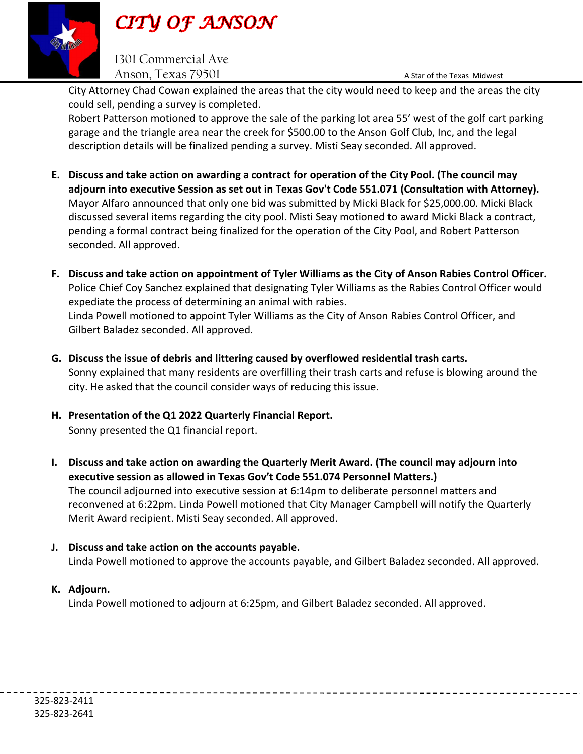City Attorney Chad Cowan explained the areas that the city would need to keep and the areas the city could sell, pending a survey is completed.

Robert Patterson motioned to approve the sale of the parking lot area 55' west of the golf cart parking garage and the triangle area near the creek for $500.00 to the Anson Golf Club, Inc, and the legal description details will be finalized pending a survey. Misti Seay seconded. All approved.

**E. Discuss and take action on awarding a contract for operation of the City Pool. (The council may adjourn into executive Session as set out in Texas Gov't Code 551.071 (Consultation with Attorney).**
Mayor Alfaro announced that only one bid was submitted by Micki Black for $25,000.00. Micki Black discussed several items regarding the city pool. Misti Seay motioned to award Micki Black a contract, pending a formal contract being finalized for the operation of the City Pool, and Robert Patterson seconded. All approved.

**F. Discuss and take action on appointment of Tyler Williams as the City of Anson Rabies Control Officer.**
Police Chief Coy Sanchez explained that designating Tyler Williams as the Rabies Control Officer would expediate the process of determining an animal with rabies.
Linda Powell motioned to appoint Tyler Williams as the City of Anson Rabies Control Officer, and Gilbert Baladez seconded. All approved.

**G. Discuss the issue of debris and littering caused by overflowed residential trash carts.**
Sonny explained that many residents are overfilling their trash carts and refuse is blowing around the city. He asked that the council consider ways of reducing this issue.

**H. Presentation of the Q1 2022 Quarterly Financial Report.**
Sonny presented the Q1 financial report.

**I. Discuss and take action on awarding the Quarterly Merit Award. (The council may adjourn into executive session as allowed in Texas Gov't Code 551.074 Personnel Matters.)**
The council adjourned into executive session at 6:14pm to deliberate personnel matters and reconvened at 6:22pm. Linda Powell motioned that City Manager Campbell will notify the Quarterly Merit Award recipient. Misti Seay seconded. All approved.

**J. Discuss and take action on the accounts payable.**
Linda Powell motioned to approve the accounts payable, and Gilbert Baladez seconded. All approved.

**K. Adjourn.**
Linda Powell motioned to adjourn at 6:25pm, and Gilbert Baladez seconded. All approved.